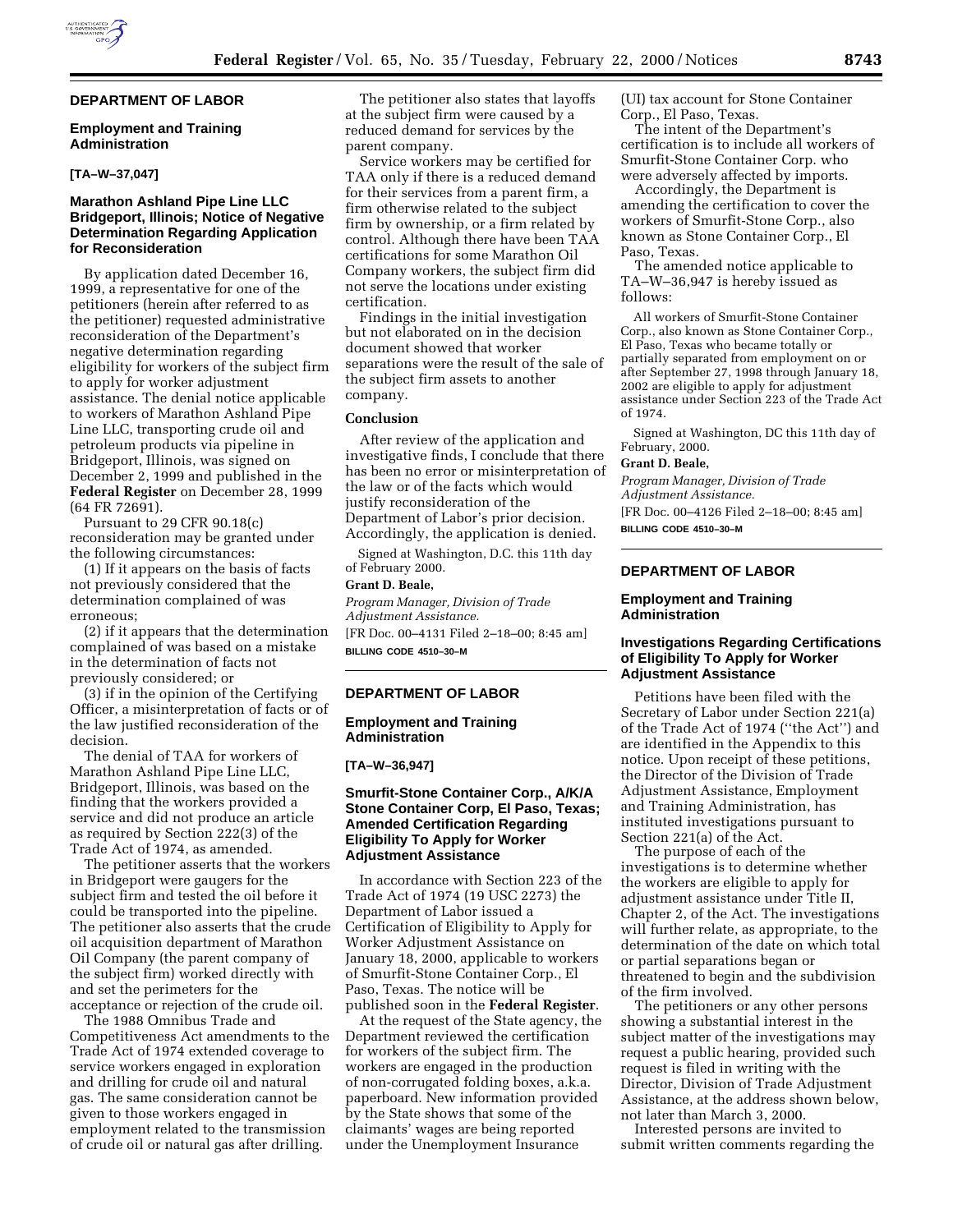## DEPARTMENT OF LABOR

### Employment and Training Administration

**[TA–W–37,047]**

### Marathon Ashland Pipe Line LLC Bridgeport, Illinois; Notice of Negative Determination Regarding Application for Reconsideration

By application dated December 16, 1999, a representative for one of the petitioners (herein after referred to as the petitioner) requested administrative reconsideration of the Department's negative determination regarding eligibility for workers of the subject firm to apply for worker adjustment assistance. The denial notice applicable to workers of Marathon Ashland Pipe Line LLC, transporting crude oil and petroleum products via pipeline in Bridgeport, Illinois, was signed on December 2, 1999 and published in the **Federal Register** on December 28, 1999 (64 FR 72691).

Pursuant to 29 CFR 90.18(c) reconsideration may be granted under the following circumstances:

(1) If it appears on the basis of facts not previously considered that the determination complained of was erroneous;

(2) if it appears that the determination complained of was based on a mistake in the determination of facts not previously considered; or

(3) if in the opinion of the Certifying Officer, a misinterpretation of facts or of the law justified reconsideration of the decision.

The denial of TAA for workers of Marathon Ashland Pipe Line LLC, Bridgeport, Illinois, was based on the finding that the workers provided a service and did not produce an article as required by Section 222(3) of the Trade Act of 1974, as amended.

The petitioner asserts that the workers in Bridgeport were gaugers for the subject firm and tested the oil before it could be transported into the pipeline. The petitioner also asserts that the crude oil acquisition department of Marathon Oil Company (the parent company of the subject firm) worked directly with and set the perimeters for the acceptance or rejection of the crude oil.

The 1988 Omnibus Trade and Competitiveness Act amendments to the Trade Act of 1974 extended coverage to service workers engaged in exploration and drilling for crude oil and natural gas. The same consideration cannot be given to those workers engaged in employment related to the transmission of crude oil or natural gas after drilling.

The petitioner also states that layoffs at the subject firm were caused by a reduced demand for services by the parent company.

Service workers may be certified for TAA only if there is a reduced demand for their services from a parent firm, a firm otherwise related to the subject firm by ownership, or a firm related by control. Although there have been TAA certifications for some Marathon Oil Company workers, the subject firm did not serve the locations under existing certification.

Findings in the initial investigation but not elaborated on in the decision document showed that worker separations were the result of the sale of the subject firm assets to another company.

#### Conclusion

After review of the application and investigative finds, I conclude that there has been no error or misinterpretation of the law or of the facts which would justify reconsideration of the Department of Labor's prior decision. Accordingly, the application is denied.

Signed at Washington, D.C. this 11th day of February 2000.

**Grant D. Beale,**

*Program Manager, Division of Trade Adjustment Assistance.*

[FR Doc. 00–4131 Filed 2–18–00; 8:45 am]

**BILLING CODE 4510–30–M**

## DEPARTMENT OF LABOR

### Employment and Training Administration

**[TA–W–36,947]**

### Smurfit-Stone Container Corp., A/K/A Stone Container Corp, El Paso, Texas; Amended Certification Regarding Eligibility To Apply for Worker Adjustment Assistance

In accordance with Section 223 of the Trade Act of 1974 (19 USC 2273) the Department of Labor issued a Certification of Eligibility to Apply for Worker Adjustment Assistance on January 18, 2000, applicable to workers of Smurfit-Stone Container Corp., El Paso, Texas. The notice will be published soon in the **Federal Register**.

At the request of the State agency, the Department reviewed the certification for workers of the subject firm. The workers are engaged in the production of non-corrugated folding boxes, a.k.a. paperboard. New information provided by the State shows that some of the claimants' wages are being reported under the Unemployment Insurance (UI) tax account for Stone Container Corp., El Paso, Texas.

The intent of the Department's certification is to include all workers of Smurfit-Stone Container Corp. who were adversely affected by imports.

Accordingly, the Department is amending the certification to cover the workers of Smurfit-Stone Corp., also known as Stone Container Corp., El Paso, Texas.

The amended notice applicable to TA–W–36,947 is hereby issued as follows:

> All workers of Smurfit-Stone Container Corp., also known as Stone Container Corp., El Paso, Texas who became totally or partially separated from employment on or after September 27, 1998 through January 18, 2002 are eligible to apply for adjustment assistance under Section 223 of the Trade Act of 1974.

Signed at Washington, DC this 11th day of February, 2000.

**Grant D. Beale,**

*Program Manager, Division of Trade Adjustment Assistance.*

[FR Doc. 00–4126 Filed 2–18–00; 8:45 am]

**BILLING CODE 4510–30–M**

## DEPARTMENT OF LABOR

### Employment and Training Administration

### Investigations Regarding Certifications of Eligibility To Apply for Worker Adjustment Assistance

Petitions have been filed with the Secretary of Labor under Section 221(a) of the Trade Act of 1974 (''the Act'') and are identified in the Appendix to this notice. Upon receipt of these petitions, the Director of the Division of Trade Adjustment Assistance, Employment and Training Administration, has instituted investigations pursuant to Section 221(a) of the Act.

The purpose of each of the investigations is to determine whether the workers are eligible to apply for adjustment assistance under Title II, Chapter 2, of the Act. The investigations will further relate, as appropriate, to the determination of the date on which total or partial separations began or threatened to begin and the subdivision of the firm involved.

The petitioners or any other persons showing a substantial interest in the subject matter of the investigations may request a public hearing, provided such request is filed in writing with the Director, Division of Trade Adjustment Assistance, at the address shown below, not later than March 3, 2000.

Interested persons are invited to submit written comments regarding the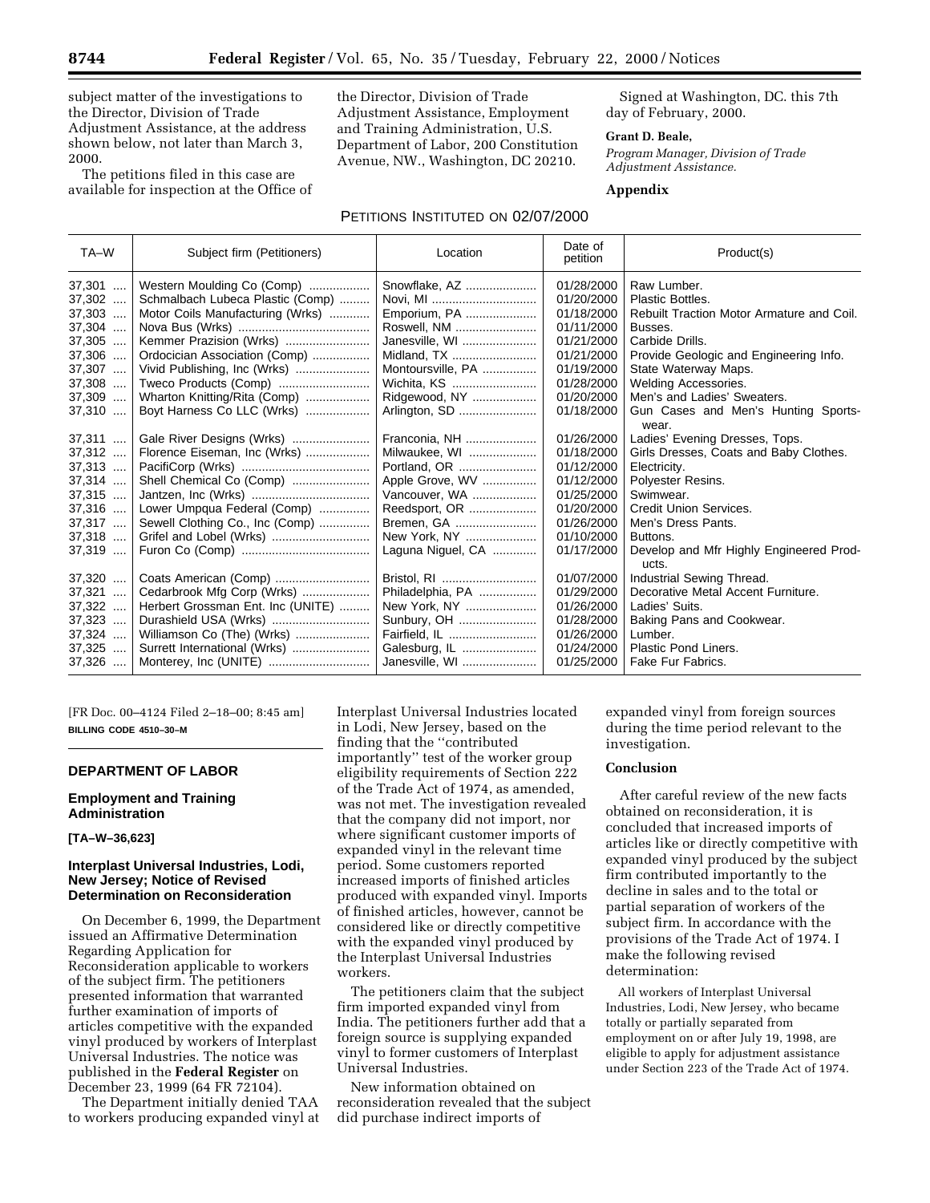subject matter of the investigations to the Director, Division of Trade Adjustment Assistance, at the address shown below, not later than March 3, 2000.

The petitions filed in this case are available for inspection at the Office of the Director, Division of Trade Adjustment Assistance, Employment and Training Administration, U.S. Department of Labor, 200 Constitution Avenue, NW., Washington, DC 20210.

Signed at Washington, DC. this 7th day of February, 2000.

**Grant D. Beale,**

*Program Manager, Division of Trade Adjustment Assistance.*

## Appendix

PETITIONS INSTITUTED ON 02/07/2000

| TA–W | Subject firm (Petitioners) | Location | Date of petition | Product(s) |
|---|---|---|---|---|
| 37,301 | Western Moulding Co (Comp) | Snowflake, AZ | 01/28/2000 | Raw Lumber. |
| 37,302 | Schmalbach Lubeca Plastic (Comp) | Novi, MI | 01/20/2000 | Plastic Bottles. |
| 37,303 | Motor Coils Manufacturing (Wrks) | Emporium, PA | 01/18/2000 | Rebuilt Traction Motor Armature and Coil. |
| 37,304 | Nova Bus (Wrks) | Roswell, NM | 01/11/2000 | Busses. |
| 37,305 | Kemmer Prazision (Wrks) | Janesville, WI | 01/21/2000 | Carbide Drills. |
| 37,306 | Ordocician Association (Comp) | Midland, TX | 01/21/2000 | Provide Geologic and Engineering Info. |
| 37,307 | Vivid Publishing, Inc (Wrks) | Montoursville, PA | 01/19/2000 | State Waterway Maps. |
| 37,308 | Tweco Products (Comp) | Wichita, KS | 01/28/2000 | Welding Accessories. |
| 37,309 | Wharton Knitting/Rita (Comp) | Ridgewood, NY | 01/20/2000 | Men's and Ladies' Sweaters. |
| 37,310 | Boyt Harness Co LLC (Wrks) | Arlington, SD | 01/18/2000 | Gun Cases and Men's Hunting Sportswear. |
| 37,311 | Gale River Designs (Wrks) | Franconia, NH | 01/26/2000 | Ladies' Evening Dresses, Tops. |
| 37,312 | Florence Eiseman, Inc (Wrks) | Milwaukee, WI | 01/18/2000 | Girls Dresses, Coats and Baby Clothes. |
| 37,313 | PacifiCorp (Wrks) | Portland, OR | 01/12/2000 | Electricity. |
| 37,314 | Shell Chemical Co (Comp) | Apple Grove, WV | 01/12/2000 | Polyester Resins. |
| 37,315 | Jantzen, Inc (Wrks) | Vancouver, WA | 01/25/2000 | Swimwear. |
| 37,316 | Lower Umpqua Federal (Comp) | Reedsport, OR | 01/20/2000 | Credit Union Services. |
| 37,317 | Sewell Clothing Co., Inc (Comp) | Bremen, GA | 01/26/2000 | Men's Dress Pants. |
| 37,318 | Grifel and Lobel (Wrks) | New York, NY | 01/10/2000 | Buttons. |
| 37,319 | Furon Co (Comp) | Laguna Niguel, CA | 01/17/2000 | Develop and Mfr Highly Engineered Products. |
| 37,320 | Coats American (Comp) | Bristol, RI | 01/07/2000 | Industrial Sewing Thread. |
| 37,321 | Cedarbrook Mfg Corp (Wrks) | Philadelphia, PA | 01/29/2000 | Decorative Metal Accent Furniture. |
| 37,322 | Herbert Grossman Ent. Inc (UNITE) | New York, NY | 01/26/2000 | Ladies' Suits. |
| 37,323 | Durashield USA (Wrks) | Sunbury, OH | 01/28/2000 | Baking Pans and Cookwear. |
| 37,324 | Williamson Co (The) (Wrks) | Fairfield, IL | 01/26/2000 | Lumber. |
| 37,325 | Surrett International (Wrks) | Galesburg, IL | 01/24/2000 | Plastic Pond Liners. |
| 37,326 | Monterey, Inc (UNITE) | Janesville, WI | 01/25/2000 | Fake Fur Fabrics. |

[FR Doc. 00–4124 Filed 2–18–00; 8:45 am]

**BILLING CODE 4510–30–M**

## DEPARTMENT OF LABOR

### Employment and Training Administration

**[TA–W–36,623]**

### Interplast Universal Industries, Lodi, New Jersey; Notice of Revised Determination on Reconsideration

On December 6, 1999, the Department issued an Affirmative Determination Regarding Application for Reconsideration applicable to workers of the subject firm. The petitioners presented information that warranted further examination of imports of articles competitive with the expanded vinyl produced by workers of Interplast Universal Industries. The notice was published in the **Federal Register** on December 23, 1999 (64 FR 72104).

The Department initially denied TAA to workers producing expanded vinyl at Interplast Universal Industries located in Lodi, New Jersey, based on the finding that the ''contributed importantly'' test of the worker group eligibility requirements of Section 222 of the Trade Act of 1974, as amended, was not met. The investigation revealed that the company did not import, nor where significant customer imports of expanded vinyl in the relevant time period. Some customers reported increased imports of finished articles produced with expanded vinyl. Imports of finished articles, however, cannot be considered like or directly competitive with the expanded vinyl produced by the Interplast Universal Industries workers.

The petitioners claim that the subject firm imported expanded vinyl from India. The petitioners further add that a foreign source is supplying expanded vinyl to former customers of Interplast Universal Industries.

New information obtained on reconsideration revealed that the subject did purchase indirect imports of expanded vinyl from foreign sources during the time period relevant to the investigation.

#### Conclusion

After careful review of the new facts obtained on reconsideration, it is concluded that increased imports of articles like or directly competitive with expanded vinyl produced by the subject firm contributed importantly to the decline in sales and to the total or partial separation of workers of the subject firm. In accordance with the provisions of the Trade Act of 1974. I make the following revised determination:

All workers of Interplast Universal Industries, Lodi, New Jersey, who became totally or partially separated from employment on or after July 19, 1998, are eligible to apply for adjustment assistance under Section 223 of the Trade Act of 1974.